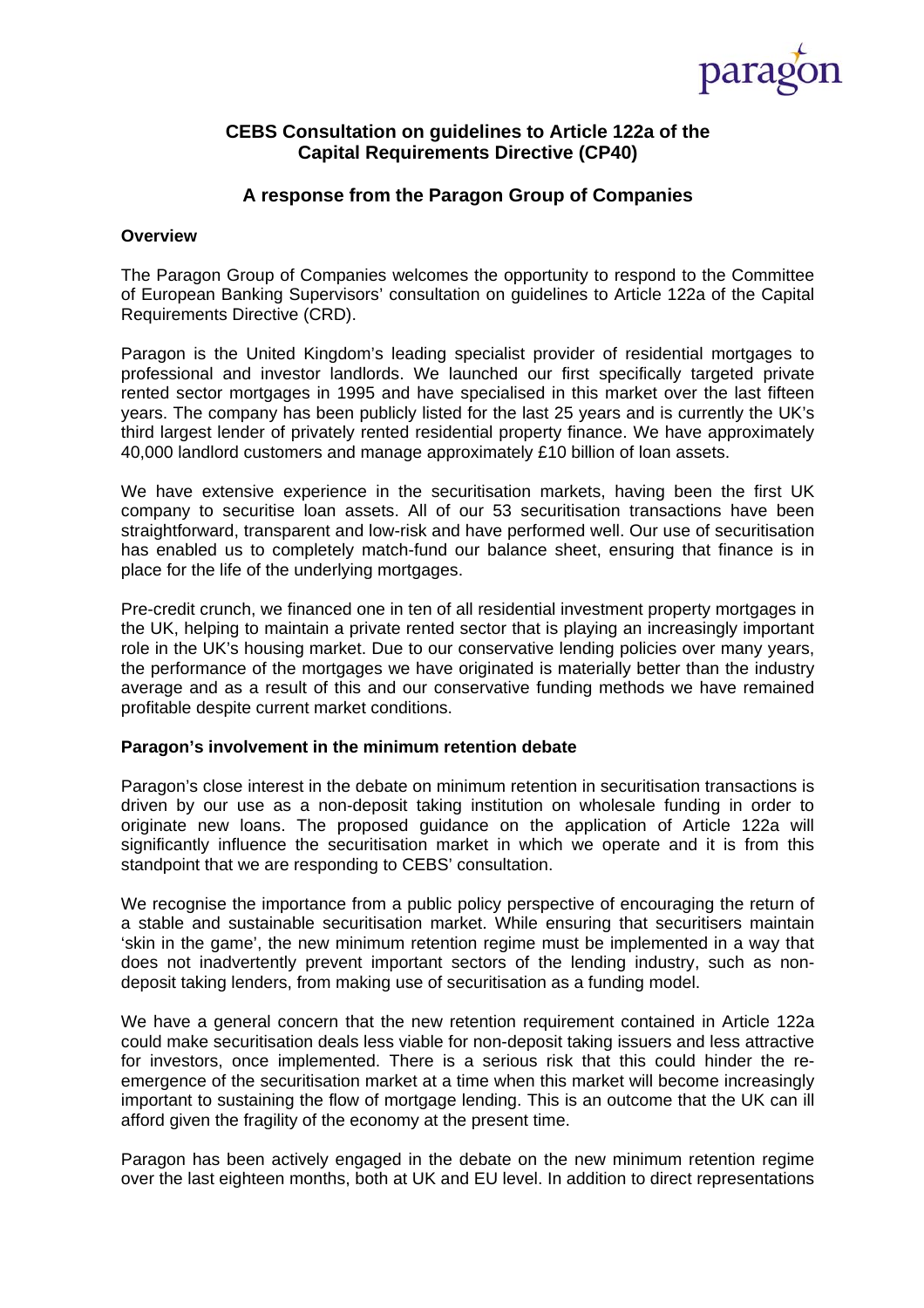paragon

## CEBS Consultation on guidelines to Article 122a of the Capital Requirements Directive (CP40)

## A response from the Paragon Group of Companies

### Overview

The Paragon Group of Companies welcomes the opportunity to respond to the Committee of European Banking Supervisors' consultation on guidelines to Article 122a of the Capital Requirements Directive (CRD).

Paragon is the United Kingdom's leading specialist provider of residential mortgages to professional and investor landlords. We launched our first specifically targeted private rented sector mortgages in 1995 and have specialised in this market over the last fifteen years. The company has been publicly listed for the last 25 years and is currently the UK's third largest lender of privately rented residential property finance. We have approximately 40,000 landlord customers and manage approximately £10 billion of loan assets.

We have extensive experience in the securitisation markets, having been the first UK company to securitise loan assets. All of our 53 securitisation transactions have been straightforward, transparent and low-risk and have performed well. Our use of securitisation has enabled us to completely match-fund our balance sheet, ensuring that finance is in place for the life of the underlying mortgages.

Pre-credit crunch, we financed one in ten of all residential investment property mortgages in the UK, helping to maintain a private rented sector that is playing an increasingly important role in the UK's housing market. Due to our conservative lending policies over many years, the performance of the mortgages we have originated is materially better than the industry average and as a result of this and our conservative funding methods we have remained profitable despite current market conditions.

### Paragon's involvement in the minimum retention debate

Paragon's close interest in the debate on minimum retention in securitisation transactions is driven by our use as a non-deposit taking institution on wholesale funding in order to originate new loans. The proposed guidance on the application of Article 122a will significantly influence the securitisation market in which we operate and it is from this standpoint that we are responding to CEBS' consultation.

We recognise the importance from a public policy perspective of encouraging the return of a stable and sustainable securitisation market. While ensuring that securitisers maintain 'skin in the game', the new minimum retention regime must be implemented in a way that does not inadvertently prevent important sectors of the lending industry, such as non-deposit taking lenders, from making use of securitisation as a funding model.

We have a general concern that the new retention requirement contained in Article 122a could make securitisation deals less viable for non-deposit taking issuers and less attractive for investors, once implemented. There is a serious risk that this could hinder the re-emergence of the securitisation market at a time when this market will become increasingly important to sustaining the flow of mortgage lending. This is an outcome that the UK can ill afford given the fragility of the economy at the present time.

Paragon has been actively engaged in the debate on the new minimum retention regime over the last eighteen months, both at UK and EU level. In addition to direct representations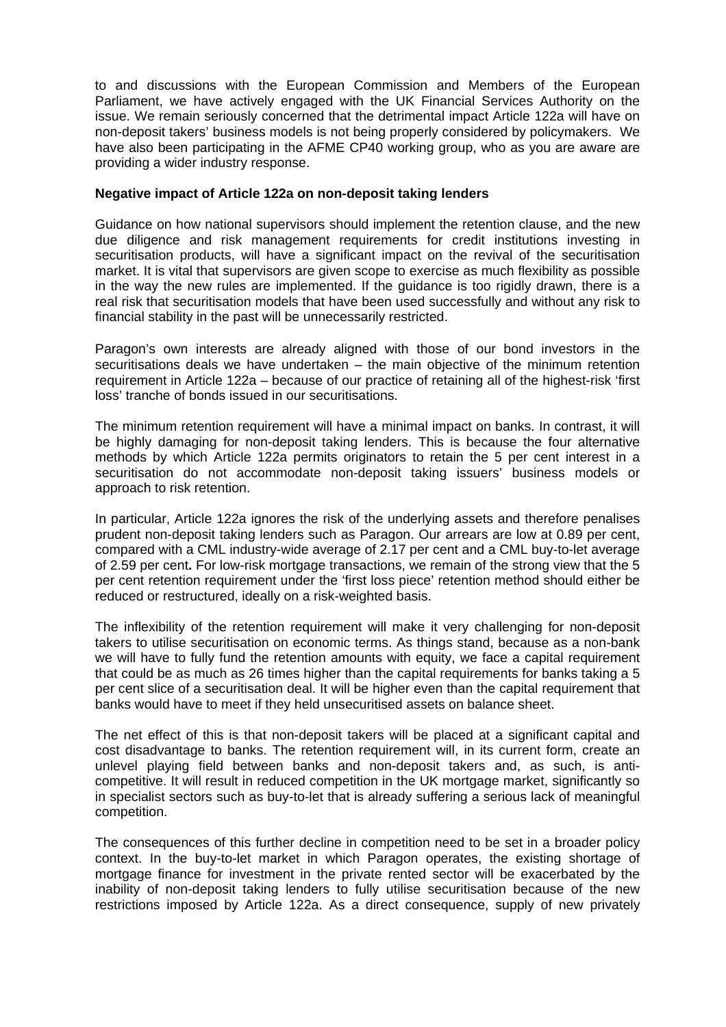to and discussions with the European Commission and Members of the European Parliament, we have actively engaged with the UK Financial Services Authority on the issue. We remain seriously concerned that the detrimental impact Article 122a will have on non-deposit takers' business models is not being properly considered by policymakers. We have also been participating in the AFME CP40 working group, who as you are aware are providing a wider industry response.

**Negative impact of Article 122a on non-deposit taking lenders**

Guidance on how national supervisors should implement the retention clause, and the new due diligence and risk management requirements for credit institutions investing in securitisation products, will have a significant impact on the revival of the securitisation market. It is vital that supervisors are given scope to exercise as much flexibility as possible in the way the new rules are implemented. If the guidance is too rigidly drawn, there is a real risk that securitisation models that have been used successfully and without any risk to financial stability in the past will be unnecessarily restricted.

Paragon's own interests are already aligned with those of our bond investors in the securitisations deals we have undertaken – the main objective of the minimum retention requirement in Article 122a – because of our practice of retaining all of the highest-risk 'first loss' tranche of bonds issued in our securitisations.

The minimum retention requirement will have a minimal impact on banks. In contrast, it will be highly damaging for non-deposit taking lenders. This is because the four alternative methods by which Article 122a permits originators to retain the 5 per cent interest in a securitisation do not accommodate non-deposit taking issuers' business models or approach to risk retention.

In particular, Article 122a ignores the risk of the underlying assets and therefore penalises prudent non-deposit taking lenders such as Paragon. Our arrears are low at 0.89 per cent, compared with a CML industry-wide average of 2.17 per cent and a CML buy-to-let average of 2.59 per cent**.** For low-risk mortgage transactions, we remain of the strong view that the 5 per cent retention requirement under the 'first loss piece' retention method should either be reduced or restructured, ideally on a risk-weighted basis.

The inflexibility of the retention requirement will make it very challenging for non-deposit takers to utilise securitisation on economic terms. As things stand, because as a non-bank we will have to fully fund the retention amounts with equity, we face a capital requirement that could be as much as 26 times higher than the capital requirements for banks taking a 5 per cent slice of a securitisation deal. It will be higher even than the capital requirement that banks would have to meet if they held unsecuritised assets on balance sheet.

The net effect of this is that non-deposit takers will be placed at a significant capital and cost disadvantage to banks. The retention requirement will, in its current form, create an unlevel playing field between banks and non-deposit takers and, as such, is anti-competitive. It will result in reduced competition in the UK mortgage market, significantly so in specialist sectors such as buy-to-let that is already suffering a serious lack of meaningful competition.

The consequences of this further decline in competition need to be set in a broader policy context. In the buy-to-let market in which Paragon operates, the existing shortage of mortgage finance for investment in the private rented sector will be exacerbated by the inability of non-deposit taking lenders to fully utilise securitisation because of the new restrictions imposed by Article 122a. As a direct consequence, supply of new privately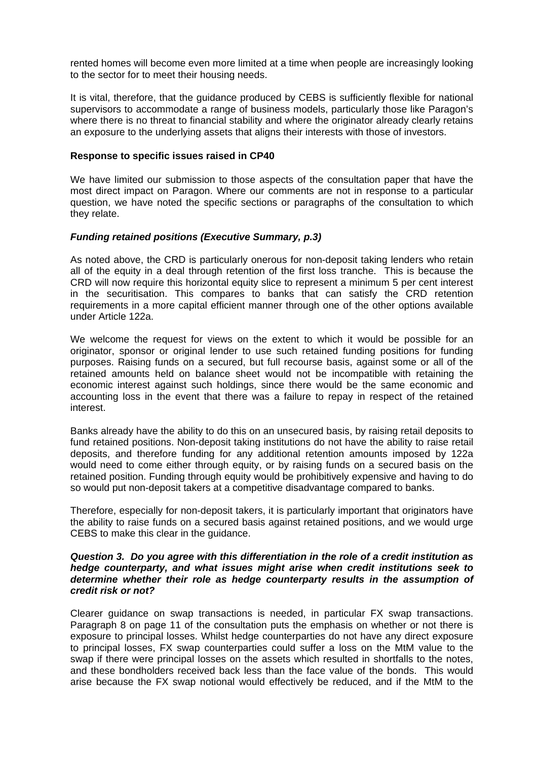rented homes will become even more limited at a time when people are increasingly looking to the sector for to meet their housing needs.

It is vital, therefore, that the guidance produced by CEBS is sufficiently flexible for national supervisors to accommodate a range of business models, particularly those like Paragon's where there is no threat to financial stability and where the originator already clearly retains an exposure to the underlying assets that aligns their interests with those of investors.

**Response to specific issues raised in CP40**

We have limited our submission to those aspects of the consultation paper that have the most direct impact on Paragon. Where our comments are not in response to a particular question, we have noted the specific sections or paragraphs of the consultation to which they relate.

***Funding retained positions (Executive Summary, p.3)***

As noted above, the CRD is particularly onerous for non-deposit taking lenders who retain all of the equity in a deal through retention of the first loss tranche. This is because the CRD will now require this horizontal equity slice to represent a minimum 5 per cent interest in the securitisation. This compares to banks that can satisfy the CRD retention requirements in a more capital efficient manner through one of the other options available under Article 122a.

We welcome the request for views on the extent to which it would be possible for an originator, sponsor or original lender to use such retained funding positions for funding purposes. Raising funds on a secured, but full recourse basis, against some or all of the retained amounts held on balance sheet would not be incompatible with retaining the economic interest against such holdings, since there would be the same economic and accounting loss in the event that there was a failure to repay in respect of the retained interest.

Banks already have the ability to do this on an unsecured basis, by raising retail deposits to fund retained positions. Non-deposit taking institutions do not have the ability to raise retail deposits, and therefore funding for any additional retention amounts imposed by 122a would need to come either through equity, or by raising funds on a secured basis on the retained position. Funding through equity would be prohibitively expensive and having to do so would put non-deposit takers at a competitive disadvantage compared to banks.

Therefore, especially for non-deposit takers, it is particularly important that originators have the ability to raise funds on a secured basis against retained positions, and we would urge CEBS to make this clear in the guidance.

***Question 3. Do you agree with this differentiation in the role of a credit institution as hedge counterparty, and what issues might arise when credit institutions seek to determine whether their role as hedge counterparty results in the assumption of credit risk or not?***

Clearer guidance on swap transactions is needed, in particular FX swap transactions. Paragraph 8 on page 11 of the consultation puts the emphasis on whether or not there is exposure to principal losses. Whilst hedge counterparties do not have any direct exposure to principal losses, FX swap counterparties could suffer a loss on the MtM value to the swap if there were principal losses on the assets which resulted in shortfalls to the notes, and these bondholders received back less than the face value of the bonds. This would arise because the FX swap notional would effectively be reduced, and if the MtM to the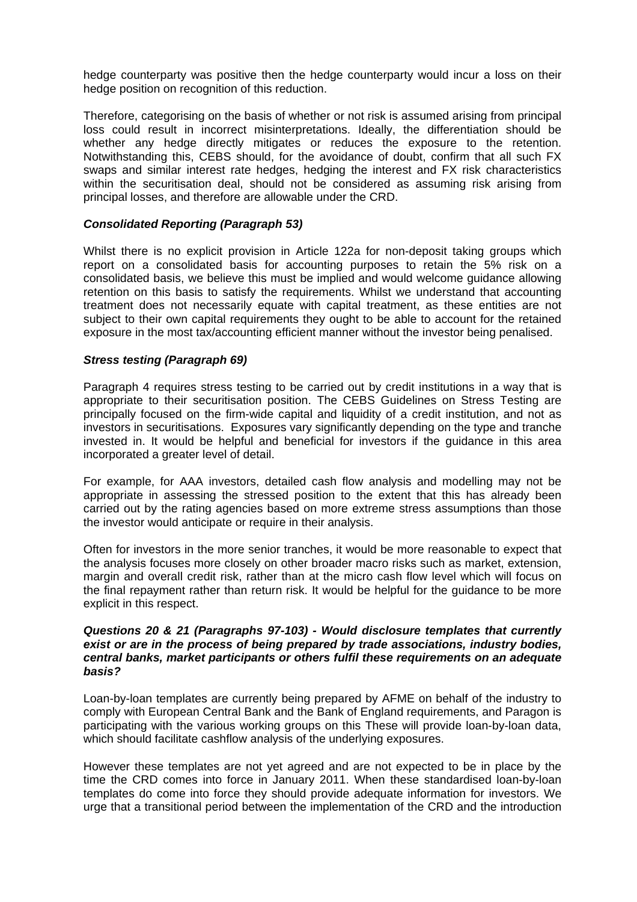hedge counterparty was positive then the hedge counterparty would incur a loss on their hedge position on recognition of this reduction.

Therefore, categorising on the basis of whether or not risk is assumed arising from principal loss could result in incorrect misinterpretations. Ideally, the differentiation should be whether any hedge directly mitigates or reduces the exposure to the retention. Notwithstanding this, CEBS should, for the avoidance of doubt, confirm that all such FX swaps and similar interest rate hedges, hedging the interest and FX risk characteristics within the securitisation deal, should not be considered as assuming risk arising from principal losses, and therefore are allowable under the CRD.

***Consolidated Reporting (Paragraph 53)***

Whilst there is no explicit provision in Article 122a for non-deposit taking groups which report on a consolidated basis for accounting purposes to retain the 5% risk on a consolidated basis, we believe this must be implied and would welcome guidance allowing retention on this basis to satisfy the requirements. Whilst we understand that accounting treatment does not necessarily equate with capital treatment, as these entities are not subject to their own capital requirements they ought to be able to account for the retained exposure in the most tax/accounting efficient manner without the investor being penalised.

***Stress testing (Paragraph 69)***

Paragraph 4 requires stress testing to be carried out by credit institutions in a way that is appropriate to their securitisation position. The CEBS Guidelines on Stress Testing are principally focused on the firm-wide capital and liquidity of a credit institution, and not as investors in securitisations. Exposures vary significantly depending on the type and tranche invested in. It would be helpful and beneficial for investors if the guidance in this area incorporated a greater level of detail.

For example, for AAA investors, detailed cash flow analysis and modelling may not be appropriate in assessing the stressed position to the extent that this has already been carried out by the rating agencies based on more extreme stress assumptions than those the investor would anticipate or require in their analysis.

Often for investors in the more senior tranches, it would be more reasonable to expect that the analysis focuses more closely on other broader macro risks such as market, extension, margin and overall credit risk, rather than at the micro cash flow level which will focus on the final repayment rather than return risk. It would be helpful for the guidance to be more explicit in this respect.

***Questions 20 & 21 (Paragraphs 97-103) - Would disclosure templates that currently exist or are in the process of being prepared by trade associations, industry bodies, central banks, market participants or others fulfil these requirements on an adequate basis?***

Loan-by-loan templates are currently being prepared by AFME on behalf of the industry to comply with European Central Bank and the Bank of England requirements, and Paragon is participating with the various working groups on this These will provide loan-by-loan data, which should facilitate cashflow analysis of the underlying exposures.

However these templates are not yet agreed and are not expected to be in place by the time the CRD comes into force in January 2011. When these standardised loan-by-loan templates do come into force they should provide adequate information for investors. We urge that a transitional period between the implementation of the CRD and the introduction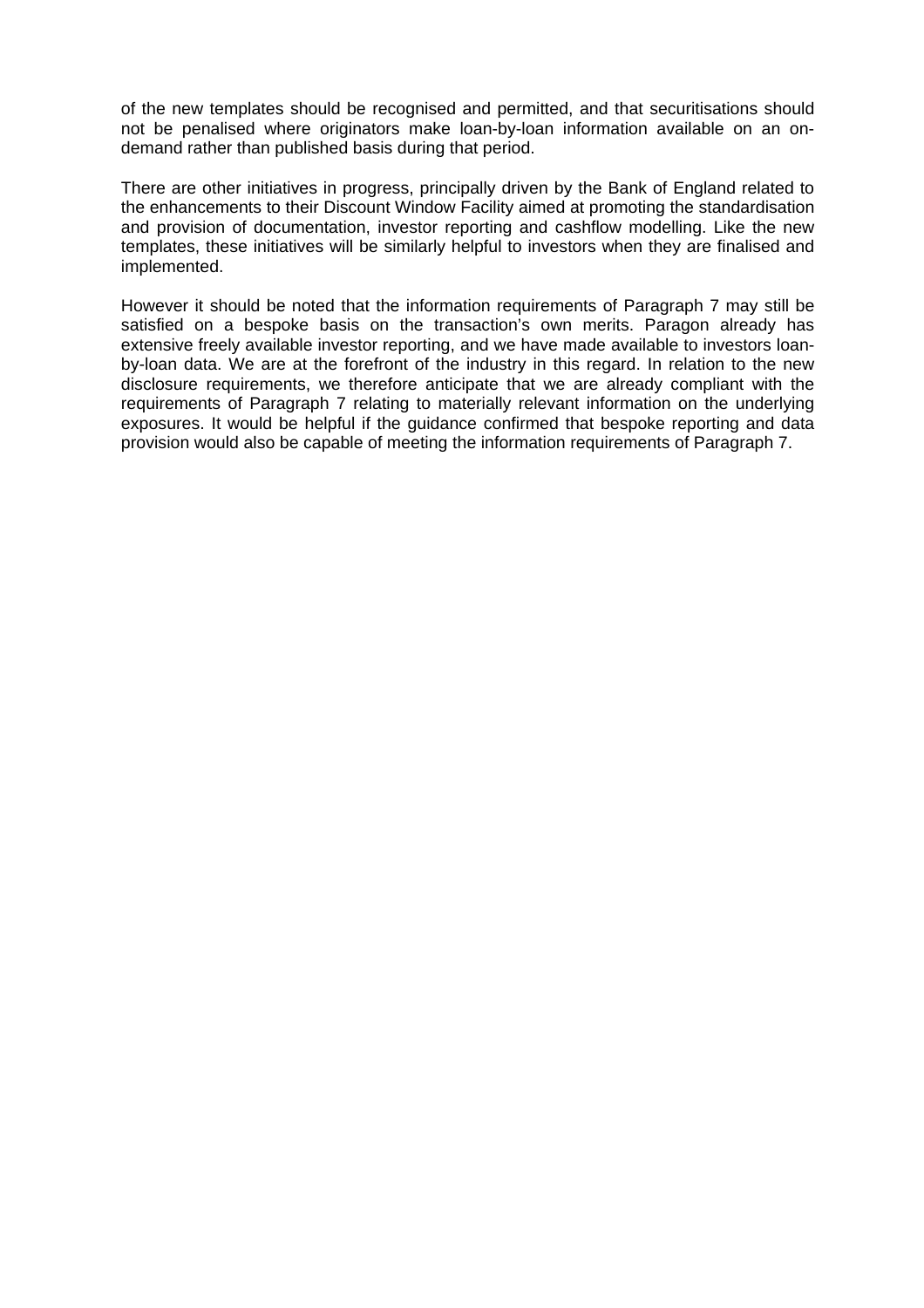of the new templates should be recognised and permitted, and that securitisations should not be penalised where originators make loan-by-loan information available on an on-demand rather than published basis during that period.

There are other initiatives in progress, principally driven by the Bank of England related to the enhancements to their Discount Window Facility aimed at promoting the standardisation and provision of documentation, investor reporting and cashflow modelling. Like the new templates, these initiatives will be similarly helpful to investors when they are finalised and implemented.

However it should be noted that the information requirements of Paragraph 7 may still be satisfied on a bespoke basis on the transaction's own merits. Paragon already has extensive freely available investor reporting, and we have made available to investors loan-by-loan data. We are at the forefront of the industry in this regard. In relation to the new disclosure requirements, we therefore anticipate that we are already compliant with the requirements of Paragraph 7 relating to materially relevant information on the underlying exposures. It would be helpful if the guidance confirmed that bespoke reporting and data provision would also be capable of meeting the information requirements of Paragraph 7.